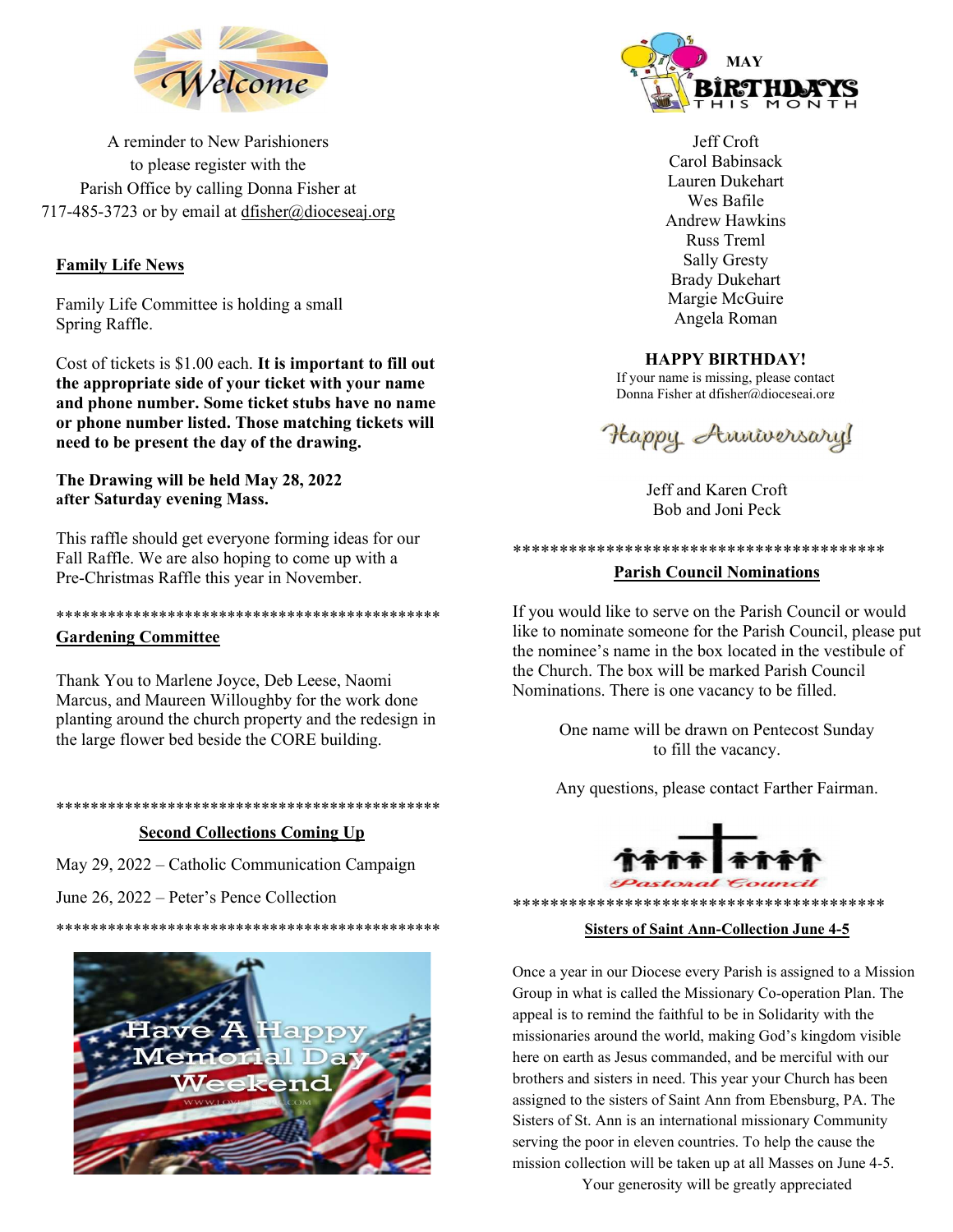A reminder to New Parishioners
to please register with the
Parish Office by calling Donna Fisher at
717-485-3723 or by email at dfisher@dioceseaj.org

**Family Life News**

Family Life Committee is holding a small Spring Raffle.

Cost of tickets is $1.00 each. **It is important to fill out the appropriate side of your ticket with your name and phone number. Some ticket stubs have no name or phone number listed. Those matching tickets will need to be present the day of the drawing.**

**The Drawing will be held May 28, 2022 after Saturday evening Mass.**

This raffle should get everyone forming ideas for our Fall Raffle. We are also hoping to come up with a Pre-Christmas Raffle this year in November.

*********************************************

**Gardening Committee**

Thank You to Marlene Joyce, Deb Leese, Naomi Marcus, and Maureen Willoughby for the work done planting around the church property and the redesign in the large flower bed beside the CORE building.

*********************************************

**Second Collections Coming Up**

May 29, 2022 – Catholic Communication Campaign

June 26, 2022 – Peter's Pence Collection

*********************************************

Have A Happy Memorial Day Weekend

**MAY BIRTHDAYS THIS MONTH**

Jeff Croft
Carol Babinsack
Lauren Dukehart
Wes Bafile
Andrew Hawkins
Russ Treml
Sally Gresty
Brady Dukehart
Margie McGuire
Angela Roman

**HAPPY BIRTHDAY!**

If your name is missing, please contact Donna Fisher at dfisher@dioceseaj.org

*Happy Anniversary!*

Jeff and Karen Croft
Bob and Joni Peck

*****************************************

**Parish Council Nominations**

If you would like to serve on the Parish Council or would like to nominate someone for the Parish Council, please put the nominee's name in the box located in the vestibule of the Church. The box will be marked Parish Council Nominations. There is one vacancy to be filled.

One name will be drawn on Pentecost Sunday to fill the vacancy.

Any questions, please contact Farther Fairman.

Pastoral Council

*****************************************

**Sisters of Saint Ann-Collection June 4-5**

Once a year in our Diocese every Parish is assigned to a Mission Group in what is called the Missionary Co-operation Plan. The appeal is to remind the faithful to be in Solidarity with the missionaries around the world, making God's kingdom visible here on earth as Jesus commanded, and be merciful with our brothers and sisters in need. This year your Church has been assigned to the sisters of Saint Ann from Ebensburg, PA. The Sisters of St. Ann is an international missionary Community serving the poor in eleven countries. To help the cause the mission collection will be taken up at all Masses on June 4-5.

Your generosity will be greatly appreciated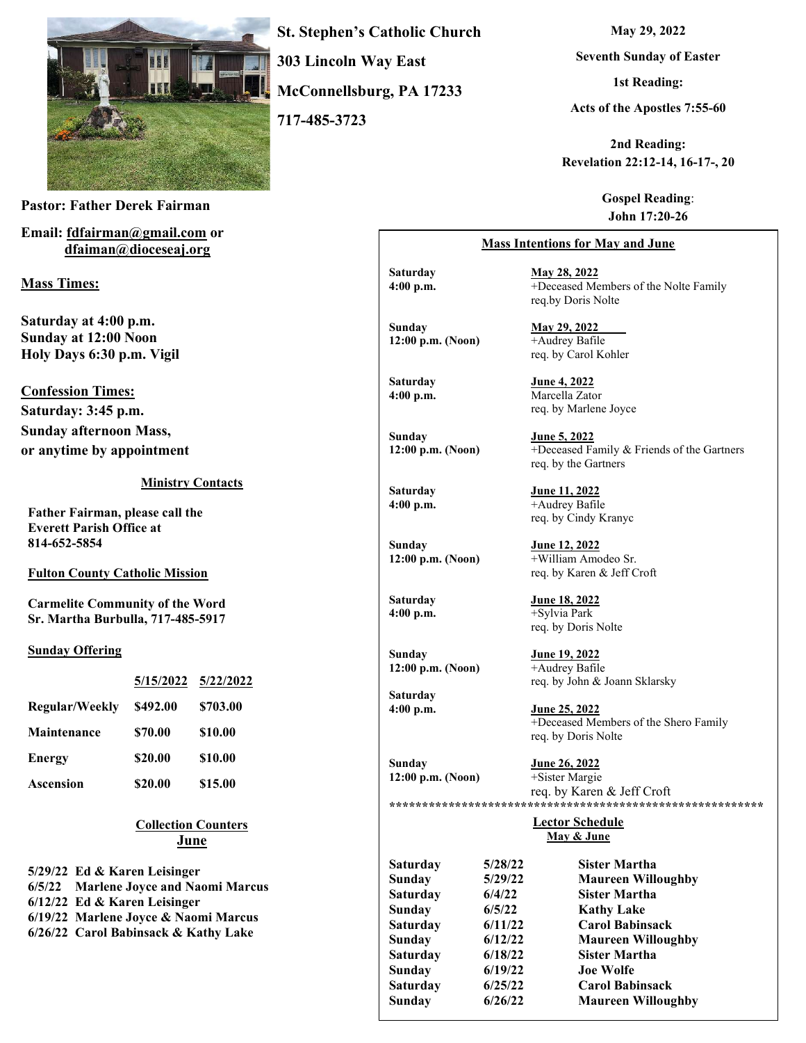**St. Stephen's Catholic Church**

**303 Lincoln Way East**

**McConnellsburg, PA 17233**

**717-485-3723**

**May 29, 2022**

**Seventh Sunday of Easter**

**1st Reading:**

**Acts of the Apostles 7:55-60**

**2nd Reading:**

**Revelation 22:12-14, 16-17-, 20**

**Gospel Reading**:
**John 17:20-26**

**Pastor: Father Derek Fairman**

**Email: fdfairman@gmail.com or dfaiman@dioceseaj.org**

**Mass Times:**

**Saturday at 4:00 p.m.**
**Sunday at 12:00 Noon**
**Holy Days 6:30 p.m. Vigil**

**Confession Times:**
**Saturday: 3:45 p.m.**
**Sunday afternoon Mass,**
**or anytime by appointment**

**Ministry Contacts**

**Father Fairman, please call the Everett Parish Office at 814-652-5854**

**Fulton County Catholic Mission**

**Carmelite Community of the Word**
**Sr. Martha Burbulla, 717-485-5917**

**Sunday Offering**

| | 5/15/2022 | 5/22/2022 |
|---|---|---|
| Regular/Weekly | $492.00 | $703.00 |
| Maintenance | $70.00 | $10.00 |
| Energy | $20.00 | $10.00 |
| Ascension | $20.00 | $15.00 |

**Collection Counters**
**June**

**5/29/22 Ed & Karen Leisinger**
**6/5/22 Marlene Joyce and Naomi Marcus**
**6/12/22 Ed & Karen Leisinger**
**6/19/22 Marlene Joyce & Naomi Marcus**
**6/26/22 Carol Babinsack & Kathy Lake**

**Mass Intentions for May and June**

| | |
|---|---|
| **Saturday 4:00 p.m.** | **May 28, 2022** +Deceased Members of the Nolte Family req.by Doris Nolte |
| **Sunday 12:00 p.m. (Noon)** | **May 29, 2022** +Audrey Bafile req. by Carol Kohler |
| **Saturday 4:00 p.m.** | **June 4, 2022** Marcella Zator req. by Marlene Joyce |
| **Sunday 12:00 p.m. (Noon)** | **June 5, 2022** +Deceased Family & Friends of the Gartners req. by the Gartners |
| **Saturday 4:00 p.m.** | **June 11, 2022** +Audrey Bafile req. by Cindy Kranyc |
| **Sunday 12:00 p.m. (Noon)** | **June 12, 2022** +William Amodeo Sr. req. by Karen & Jeff Croft |
| **Saturday 4:00 p.m.** | **June 18, 2022** +Sylvia Park req. by Doris Nolte |
| **Sunday 12:00 p.m. (Noon)** | **June 19, 2022** +Audrey Bafile req. by John & Joann Sklarsky |
| **Saturday 4:00 p.m.** | **June 25, 2022** +Deceased Members of the Shero Family req. by Doris Nolte |
| **Sunday 12:00 p.m. (Noon)** | **June 26, 2022** +Sister Margie req. by Karen & Jeff Croft |

**********************************************************

**Lector Schedule**
**May & June**

| | | |
|---|---|---|
| Saturday | 5/28/22 | Sister Martha |
| Sunday | 5/29/22 | Maureen Willoughby |
| Saturday | 6/4/22 | Sister Martha |
| Sunday | 6/5/22 | Kathy Lake |
| Saturday | 6/11/22 | Carol Babinsack |
| Sunday | 6/12/22 | Maureen Willoughby |
| Saturday | 6/18/22 | Sister Martha |
| Sunday | 6/19/22 | Joe Wolfe |
| Saturday | 6/25/22 | Carol Babinsack |
| Sunday | 6/26/22 | Maureen Willoughby |